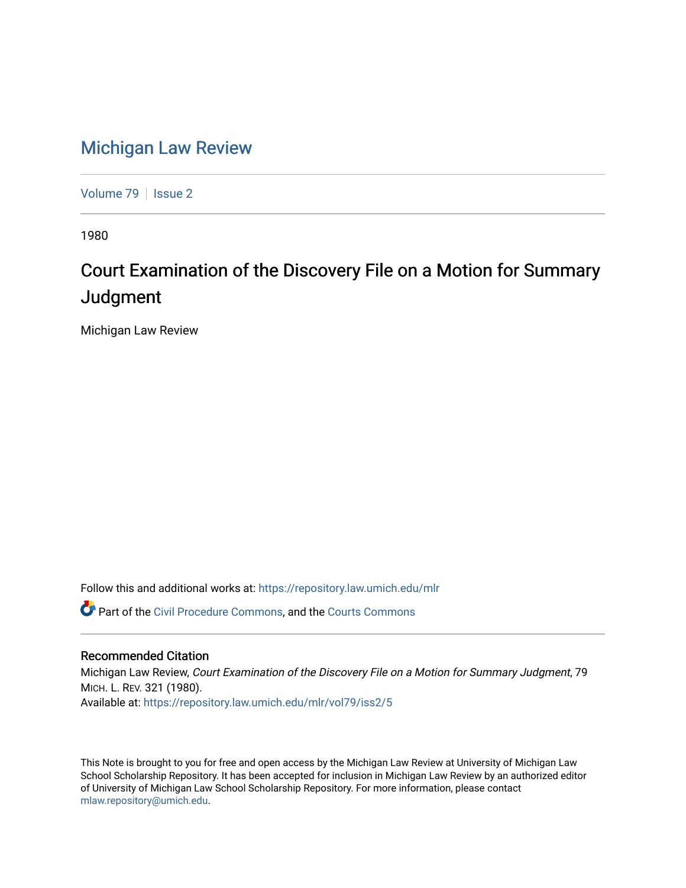# Michigan Law Review

Volume 79 | Issue 2

1980

## Court Examination of the Discovery File on a Motion for Summary Judgment

Michigan Law Review

Follow this and additional works at: https://repository.law.umich.edu/mlr

Part of the Civil Procedure Commons, and the Courts Commons

### Recommended Citation

Michigan Law Review, *Court Examination of the Discovery File on a Motion for Summary Judgment*, 79 MICH. L. REV. 321 (1980).
Available at: https://repository.law.umich.edu/mlr/vol79/iss2/5

This Note is brought to you for free and open access by the Michigan Law Review at University of Michigan Law School Scholarship Repository. It has been accepted for inclusion in Michigan Law Review by an authorized editor of University of Michigan Law School Scholarship Repository. For more information, please contact mlaw.repository@umich.edu.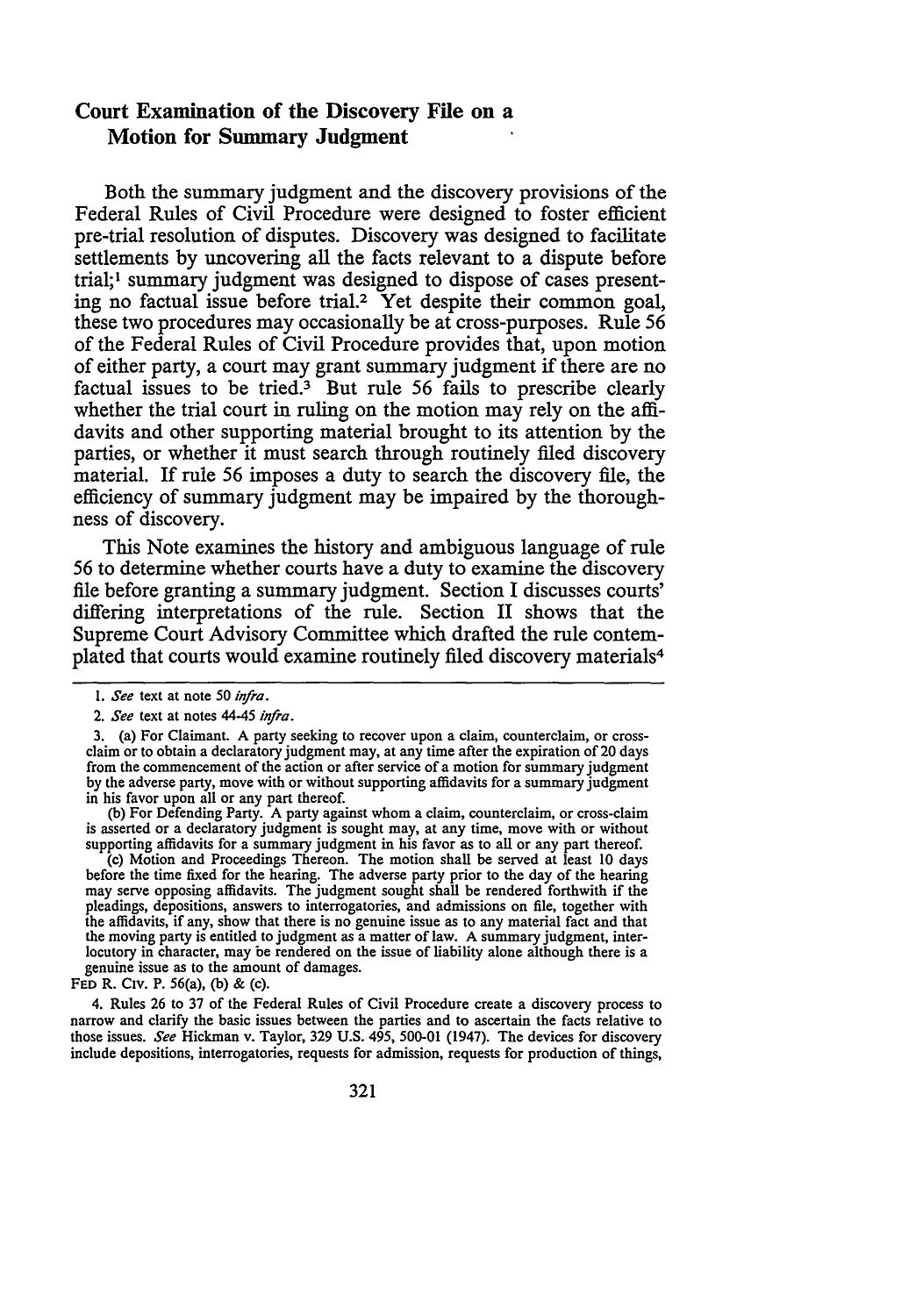## Court Examination of the Discovery File on a Motion for Summary Judgment

Both the summary judgment and the discovery provisions of the Federal Rules of Civil Procedure were designed to foster efficient pre-trial resolution of disputes. Discovery was designed to facilitate settlements by uncovering all the facts relevant to a dispute before trial;[1] summary judgment was designed to dispose of cases presenting no factual issue before trial.[2] Yet despite their common goal, these two procedures may occasionally be at cross-purposes. Rule 56 of the Federal Rules of Civil Procedure provides that, upon motion of either party, a court may grant summary judgment if there are no factual issues to be tried.[3] But rule 56 fails to prescribe clearly whether the trial court in ruling on the motion may rely on the affidavits and other supporting material brought to its attention by the parties, or whether it must search through routinely filed discovery material. If rule 56 imposes a duty to search the discovery file, the efficiency of summary judgment may be impaired by the thoroughness of discovery.

This Note examines the history and ambiguous language of rule 56 to determine whether courts have a duty to examine the discovery file before granting a summary judgment. Section I discusses courts' differing interpretations of the rule. Section II shows that the Supreme Court Advisory Committee which drafted the rule contemplated that courts would examine routinely filed discovery materials[4]

---

1. *See* text at note 50 *infra*.

2. *See* text at notes 44-45 *infra*.

3. (a) For Claimant. A party seeking to recover upon a claim, counterclaim, or cross-claim or to obtain a declaratory judgment may, at any time after the expiration of 20 days from the commencement of the action or after service of a motion for summary judgment by the adverse party, move with or without supporting affidavits for a summary judgment in his favor upon all or any part thereof.

(b) For Defending Party. A party against whom a claim, counterclaim, or cross-claim is asserted or a declaratory judgment is sought may, at any time, move with or without supporting affidavits for a summary judgment in his favor as to all or any part thereof.

(c) Motion and Proceedings Thereon. The motion shall be served at least 10 days before the time fixed for the hearing. The adverse party prior to the day of the hearing may serve opposing affidavits. The judgment sought shall be rendered forthwith if the pleadings, depositions, answers to interrogatories, and admissions on file, together with the affidavits, if any, show that there is no genuine issue as to any material fact and that the moving party is entitled to judgment as a matter of law. A summary judgment, interlocutory in character, may be rendered on the issue of liability alone although there is a genuine issue as to the amount of damages.

FED R. CIV. P. 56(a), (b) & (c).

4. Rules 26 to 37 of the Federal Rules of Civil Procedure create a discovery process to narrow and clarify the basic issues between the parties and to ascertain the facts relative to those issues. *See* Hickman v. Taylor, 329 U.S. 495, 500-01 (1947). The devices for discovery include depositions, interrogatories, requests for admission, requests for production of things,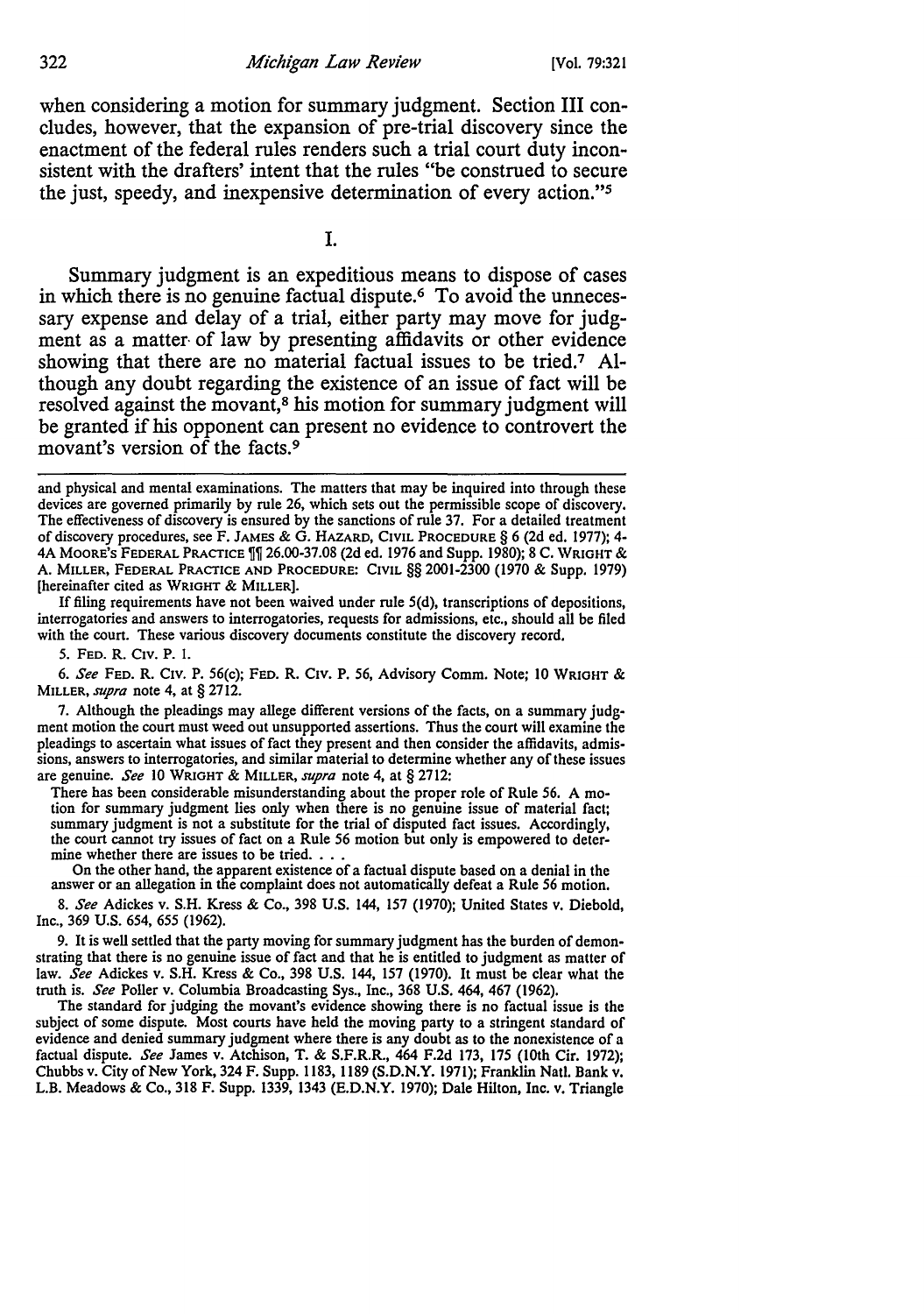when considering a motion for summary judgment. Section III concludes, however, that the expansion of pre-trial discovery since the enactment of the federal rules renders such a trial court duty inconsistent with the drafters' intent that the rules "be construed to secure the just, speedy, and inexpensive determination of every action."[5]

I.

Summary judgment is an expeditious means to dispose of cases in which there is no genuine factual dispute.[6] To avoid the unnecessary expense and delay of a trial, either party may move for judgment as a matter of law by presenting affidavits or other evidence showing that there are no material factual issues to be tried.[7] Although any doubt regarding the existence of an issue of fact will be resolved against the movant,[8] his motion for summary judgment will be granted if his opponent can present no evidence to controvert the movant's version of the facts.[9]

---

and physical and mental examinations. The matters that may be inquired into through these devices are governed primarily by rule 26, which sets out the permissible scope of discovery. The effectiveness of discovery is ensured by the sanctions of rule 37. For a detailed treatment of discovery procedures, see F. JAMES & G. HAZARD, CIVIL PROCEDURE § 6 (2d ed. 1977); 4-4A MOORE'S FEDERAL PRACTICE ¶¶ 26.00-37.08 (2d ed. 1976 and Supp. 1980); 8 C. WRIGHT & A. MILLER, FEDERAL PRACTICE AND PROCEDURE: CIVIL §§ 2001-2300 (1970 & Supp. 1979) [hereinafter cited as WRIGHT & MILLER].

If filing requirements have not been waived under rule 5(d), transcriptions of depositions, interrogatories and answers to interrogatories, requests for admissions, etc., should all be filed with the court. These various discovery documents constitute the discovery record.

5. FED. R. CIV. P. 1.

6. *See* FED. R. CIV. P. 56(c); FED. R. CIV. P. 56, Advisory Comm. Note; 10 WRIGHT & MILLER, *supra* note 4, at § 2712.

7. Although the pleadings may allege different versions of the facts, on a summary judgment motion the court must weed out unsupported assertions. Thus the court will examine the pleadings to ascertain what issues of fact they present and then consider the affidavits, admissions, answers to interrogatories, and similar material to determine whether any of these issues are genuine. *See* 10 WRIGHT & MILLER, *supra* note 4, at § 2712:

> There has been considerable misunderstanding about the proper role of Rule 56. A motion for summary judgment lies only when there is no genuine issue of material fact; summary judgment is not a substitute for the trial of disputed fact issues. Accordingly, the court cannot try issues of fact on a Rule 56 motion but only is empowered to determine whether there are issues to be tried. . . .
>
> On the other hand, the apparent existence of a factual dispute based on a denial in the answer or an allegation in the complaint does not automatically defeat a Rule 56 motion.

8. *See* Adickes v. S.H. Kress & Co., 398 U.S. 144, 157 (1970); United States v. Diebold, Inc., 369 U.S. 654, 655 (1962).

9. It is well settled that the party moving for summary judgment has the burden of demonstrating that there is no genuine issue of fact and that he is entitled to judgment as matter of law. *See* Adickes v. S.H. Kress & Co., 398 U.S. 144, 157 (1970). It must be clear what the truth is. *See* Poller v. Columbia Broadcasting Sys., Inc., 368 U.S. 464, 467 (1962).

The standard for judging the movant's evidence showing there is no factual issue is the subject of some dispute. Most courts have held the moving party to a stringent standard of evidence and denied summary judgment where there is any doubt as to the nonexistence of a factual dispute. *See* James v. Atchison, T. & S.F.R.R., 464 F.2d 173, 175 (10th Cir. 1972); Chubbs v. City of New York, 324 F. Supp. 1183, 1189 (S.D.N.Y. 1971); Franklin Natl. Bank v. L.B. Meadows & Co., 318 F. Supp. 1339, 1343 (E.D.N.Y. 1970); Dale Hilton, Inc. v. Triangle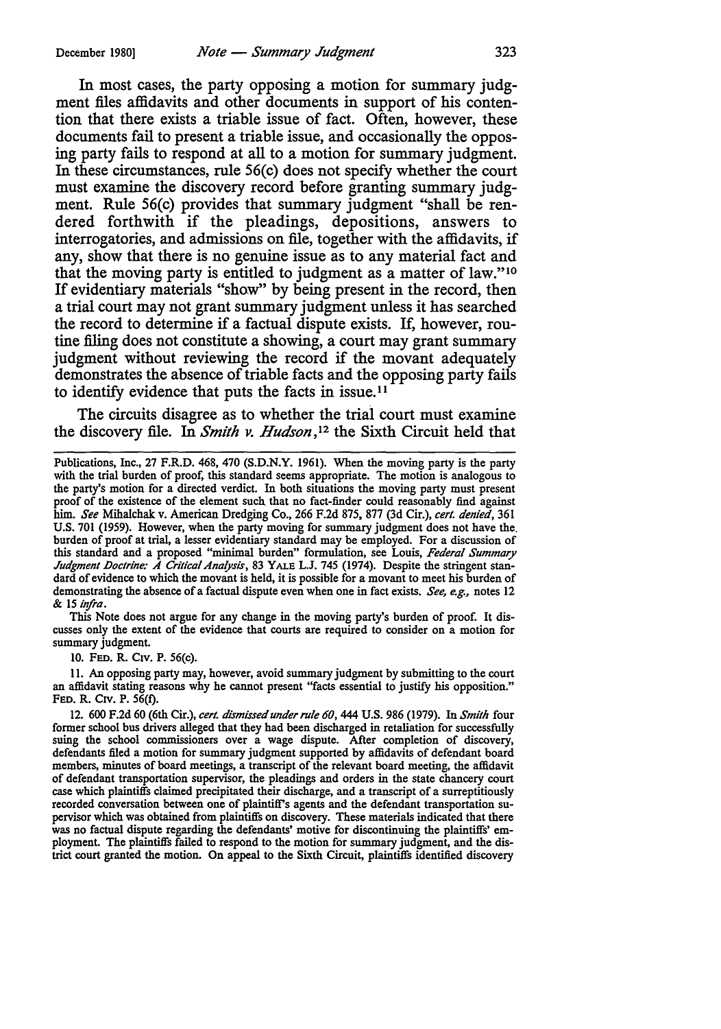In most cases, the party opposing a motion for summary judgment files affidavits and other documents in support of his contention that there exists a triable issue of fact. Often, however, these documents fail to present a triable issue, and occasionally the opposing party fails to respond at all to a motion for summary judgment. In these circumstances, rule 56(c) does not specify whether the court must examine the discovery record before granting summary judgment. Rule 56(c) provides that summary judgment "shall be rendered forthwith if the pleadings, depositions, answers to interrogatories, and admissions on file, together with the affidavits, if any, show that there is no genuine issue as to any material fact and that the moving party is entitled to judgment as a matter of law."[10] If evidentiary materials "show" by being present in the record, then a trial court may not grant summary judgment unless it has searched the record to determine if a factual dispute exists. If, however, routine filing does not constitute a showing, a court may grant summary judgment without reviewing the record if the movant adequately demonstrates the absence of triable facts and the opposing party fails to identify evidence that puts the facts in issue.[11]

The circuits disagree as to whether the trial court must examine the discovery file. In *Smith v. Hudson*,[12] the Sixth Circuit held that

---

Publications, Inc., 27 F.R.D. 468, 470 (S.D.N.Y. 1961). When the moving party is the party with the trial burden of proof, this standard seems appropriate. The motion is analogous to the party's motion for a directed verdict. In both situations the moving party must present proof of the existence of the element such that no fact-finder could reasonably find against him. *See* Mihalchak v. American Dredging Co., 266 F.2d 875, 877 (3d Cir.), *cert. denied*, 361 U.S. 701 (1959). However, when the party moving for summary judgment does not have the burden of proof at trial, a lesser evidentiary standard may be employed. For a discussion of this standard and a proposed "minimal burden" formulation, see Louis, *Federal Summary Judgment Doctrine: A Critical Analysis*, 83 YALE L.J. 745 (1974). Despite the stringent standard of evidence to which the movant is held, it is possible for a movant to meet his burden of demonstrating the absence of a factual dispute even when one in fact exists. *See, e.g.,* notes 12 & 15 *infra*.

This Note does not argue for any change in the moving party's burden of proof. It discusses only the extent of the evidence that courts are required to consider on a motion for summary judgment.

10. FED. R. CIV. P. 56(c).

11. An opposing party may, however, avoid summary judgment by submitting to the court an affidavit stating reasons why he cannot present "facts essential to justify his opposition." FED. R. CIV. P. 56(f).

12. 600 F.2d 60 (6th Cir.), *cert. dismissed under rule 60*, 444 U.S. 986 (1979). In *Smith* four former school bus drivers alleged that they had been discharged in retaliation for successfully suing the school commissioners over a wage dispute. After completion of discovery, defendants filed a motion for summary judgment supported by affidavits of defendant board members, minutes of board meetings, a transcript of the relevant board meeting, the affidavit of defendant transportation supervisor, the pleadings and orders in the state chancery court case which plaintiffs claimed precipitated their discharge, and a transcript of a surreptitiously recorded conversation between one of plaintiff's agents and the defendant transportation supervisor which was obtained from plaintiffs on discovery. These materials indicated that there was no factual dispute regarding the defendants' motive for discontinuing the plaintiffs' employment. The plaintiffs failed to respond to the motion for summary judgment, and the district court granted the motion. On appeal to the Sixth Circuit, plaintiffs identified discovery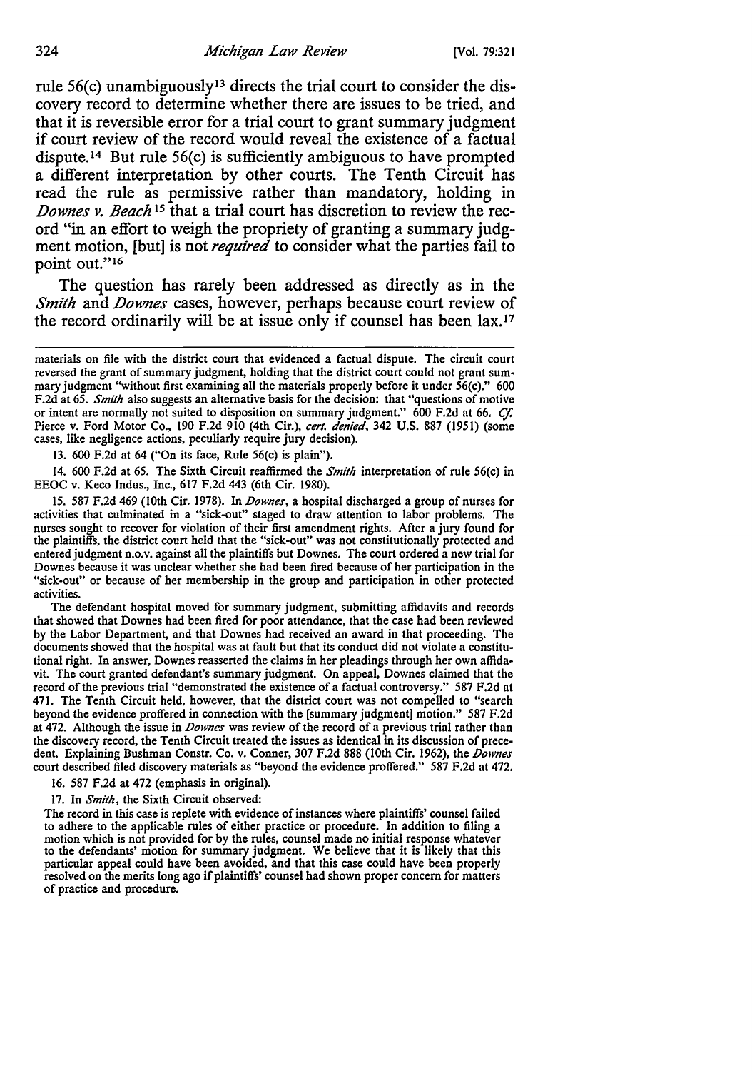rule 56(c) unambiguously[13] directs the trial court to consider the discovery record to determine whether there are issues to be tried, and that it is reversible error for a trial court to grant summary judgment if court review of the record would reveal the existence of a factual dispute.[14] But rule 56(c) is sufficiently ambiguous to have prompted a different interpretation by other courts. The Tenth Circuit has read the rule as permissive rather than mandatory, holding in *Downes v. Beach*[15] that a trial court has discretion to review the record "in an effort to weigh the propriety of granting a summary judgment motion, [but] is not *required* to consider what the parties fail to point out."[16]

The question has rarely been addressed as directly as in the *Smith* and *Downes* cases, however, perhaps because court review of the record ordinarily will be at issue only if counsel has been lax.[17]

---

materials on file with the district court that evidenced a factual dispute. The circuit court reversed the grant of summary judgment, holding that the district court could not grant summary judgment "without first examining all the materials properly before it under 56(c)." 600 F.2d at 65. *Smith* also suggests an alternative basis for the decision: that "questions of motive or intent are normally not suited to disposition on summary judgment." 600 F.2d at 66. *Cf.* Pierce v. Ford Motor Co., 190 F.2d 910 (4th Cir.), *cert. denied*, 342 U.S. 887 (1951) (some cases, like negligence actions, peculiarly require jury decision).

13. 600 F.2d at 64 ("On its face, Rule 56(c) is plain").

14. 600 F.2d at 65. The Sixth Circuit reaffirmed the *Smith* interpretation of rule 56(c) in EEOC v. Keco Indus., Inc., 617 F.2d 443 (6th Cir. 1980).

15. 587 F.2d 469 (10th Cir. 1978). In *Downes*, a hospital discharged a group of nurses for activities that culminated in a "sick-out" staged to draw attention to labor problems. The nurses sought to recover for violation of their first amendment rights. After a jury found for the plaintiffs, the district court held that the "sick-out" was not constitutionally protected and entered judgment n.o.v. against all the plaintiffs but Downes. The court ordered a new trial for Downes because it was unclear whether she had been fired because of her participation in the "sick-out" or because of her membership in the group and participation in other protected activities.

The defendant hospital moved for summary judgment, submitting affidavits and records that showed that Downes had been fired for poor attendance, that the case had been reviewed by the Labor Department, and that Downes had received an award in that proceeding. The documents showed that the hospital was at fault but that its conduct did not violate a constitutional right. In answer, Downes reasserted the claims in her pleadings through her own affidavit. The court granted defendant's summary judgment. On appeal, Downes claimed that the record of the previous trial "demonstrated the existence of a factual controversy." 587 F.2d at 471. The Tenth Circuit held, however, that the district court was not compelled to "search beyond the evidence proffered in connection with the [summary judgment] motion." 587 F.2d at 472. Although the issue in *Downes* was review of the record of a previous trial rather than the discovery record, the Tenth Circuit treated the issues as identical in its discussion of precedent. Explaining Bushman Constr. Co. v. Conner, 307 F.2d 888 (10th Cir. 1962), the *Downes* court described filed discovery materials as "beyond the evidence proffered." 587 F.2d at 472.

16. 587 F.2d at 472 (emphasis in original).

17. In *Smith*, the Sixth Circuit observed:

The record in this case is replete with evidence of instances where plaintiffs' counsel failed to adhere to the applicable rules of either practice or procedure. In addition to filing a motion which is not provided for by the rules, counsel made no initial response whatever to the defendants' motion for summary judgment. We believe that it is likely that this particular appeal could have been avoided, and that this case could have been properly resolved on the merits long ago if plaintiffs' counsel had shown proper concern for matters of practice and procedure.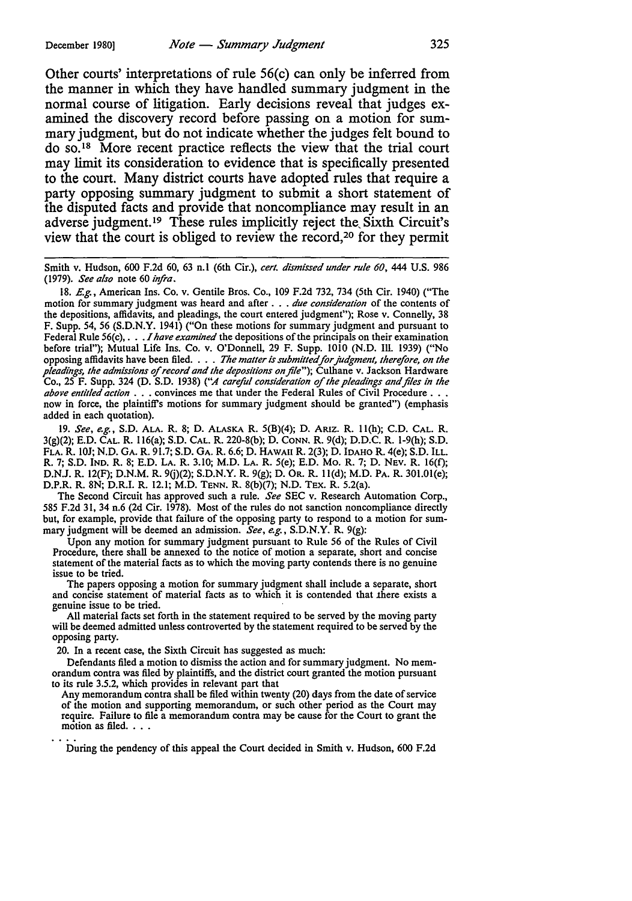Other courts' interpretations of rule 56(c) can only be inferred from the manner in which they have handled summary judgment in the normal course of litigation. Early decisions reveal that judges examined the discovery record before passing on a motion for summary judgment, but do not indicate whether the judges felt bound to do so.[18] More recent practice reflects the view that the trial court may limit its consideration to evidence that is specifically presented to the court. Many district courts have adopted rules that require a party opposing summary judgment to submit a short statement of the disputed facts and provide that noncompliance may result in an adverse judgment.[19] These rules implicitly reject the Sixth Circuit's view that the court is obliged to review the record,[20] for they permit

---

Smith v. Hudson, 600 F.2d 60, 63 n.1 (6th Cir.), *cert. dismissed under rule 60*, 444 U.S. 986 (1979). *See also* note 60 *infra*.

18. *E.g.*, American Ins. Co. v. Gentile Bros. Co., 109 F.2d 732, 734 (5th Cir. 1940) ("The motion for summary judgment was heard and after . . . *due consideration* of the contents of the depositions, affidavits, and pleadings, the court entered judgment"); Rose v. Connelly, 38 F. Supp. 54, 56 (S.D.N.Y. 1941) ("On these motions for summary judgment and pursuant to Federal Rule 56(c), . . . *I have examined* the depositions of the principals on their examination before trial"); Mutual Life Ins. Co. v. O'Donnell, 29 F. Supp. 1010 (N.D. Ill. 1939) ("No opposing affidavits have been filed. . . . *The matter is submitted for judgment, therefore, on the pleadings, the admissions of record and the depositions on file*"); Culhane v. Jackson Hardware Co., 25 F. Supp. 324 (D. S.D. 1938) ("*A careful consideration of the pleadings and files in the above entitled action* . . . convinces me that under the Federal Rules of Civil Procedure . . . now in force, the plaintiff's motions for summary judgment should be granted") (emphasis added in each quotation).

19. *See, e.g.*, S.D. ALA. R. 8; D. ALASKA R. 5(B)(4); D. ARIZ. R. 11(h); C.D. CAL. R. 3(g)(2); E.D. CAL. R. 116(a); S.D. CAL. R. 220-8(b); D. CONN. R. 9(d); D.D.C. R. 1-9(h); S.D. FLA. R. 10J; N.D. GA. R. 91.7; S.D. GA. R. 6.6; D. HAWAII R. 2(3); D. IDAHO R. 4(e); S.D. ILL. R. 7; S.D. IND. R. 8; E.D. LA. R. 3.10; M.D. LA. R. 5(e); E.D. MO. R. 7; D. NEV. R. 16(f); D.N.J. R. 12(F); D.N.M. R. 9(j)(2); S.D.N.Y. R. 9(g); D. OR. R. 11(d); M.D. PA. R. 301.01(e); D.P.R. R. 8N; D.R.I. R. 12.1; M.D. TENN. R. 8(b)(7); N.D. TEX. R. 5.2(a).

The Second Circuit has approved such a rule. *See* SEC v. Research Automation Corp., 585 F.2d 31, 34 n.6 (2d Cir. 1978). Most of the rules do not sanction noncompliance directly but, for example, provide that failure of the opposing party to respond to a motion for summary judgment will be deemed an admission. *See, e.g.*, S.D.N.Y. R. 9(g):

> Upon any motion for summary judgment pursuant to Rule 56 of the Rules of Civil Procedure, there shall be annexed to the notice of motion a separate, short and concise statement of the material facts as to which the moving party contends there is no genuine issue to be tried.
>
> The papers opposing a motion for summary judgment shall include a separate, short and concise statement of material facts as to which it is contended that there exists a genuine issue to be tried.
>
> All material facts set forth in the statement required to be served by the moving party will be deemed admitted unless controverted by the statement required to be served by the opposing party.

20. In a recent case, the Sixth Circuit has suggested as much:

> Defendants filed a motion to dismiss the action and for summary judgment. No memorandum contra was filed by plaintiffs, and the district court granted the motion pursuant to its rule 3.5.2, which provides in relevant part that
>
> Any memorandum contra shall be filed within twenty (20) days from the date of service of the motion and supporting memorandum, or such other period as the Court may require. Failure to file a memorandum contra may be cause for the Court to grant the motion as filed. . . .
>
> . . . .
>
> During the pendency of this appeal the Court decided in Smith v. Hudson, 600 F.2d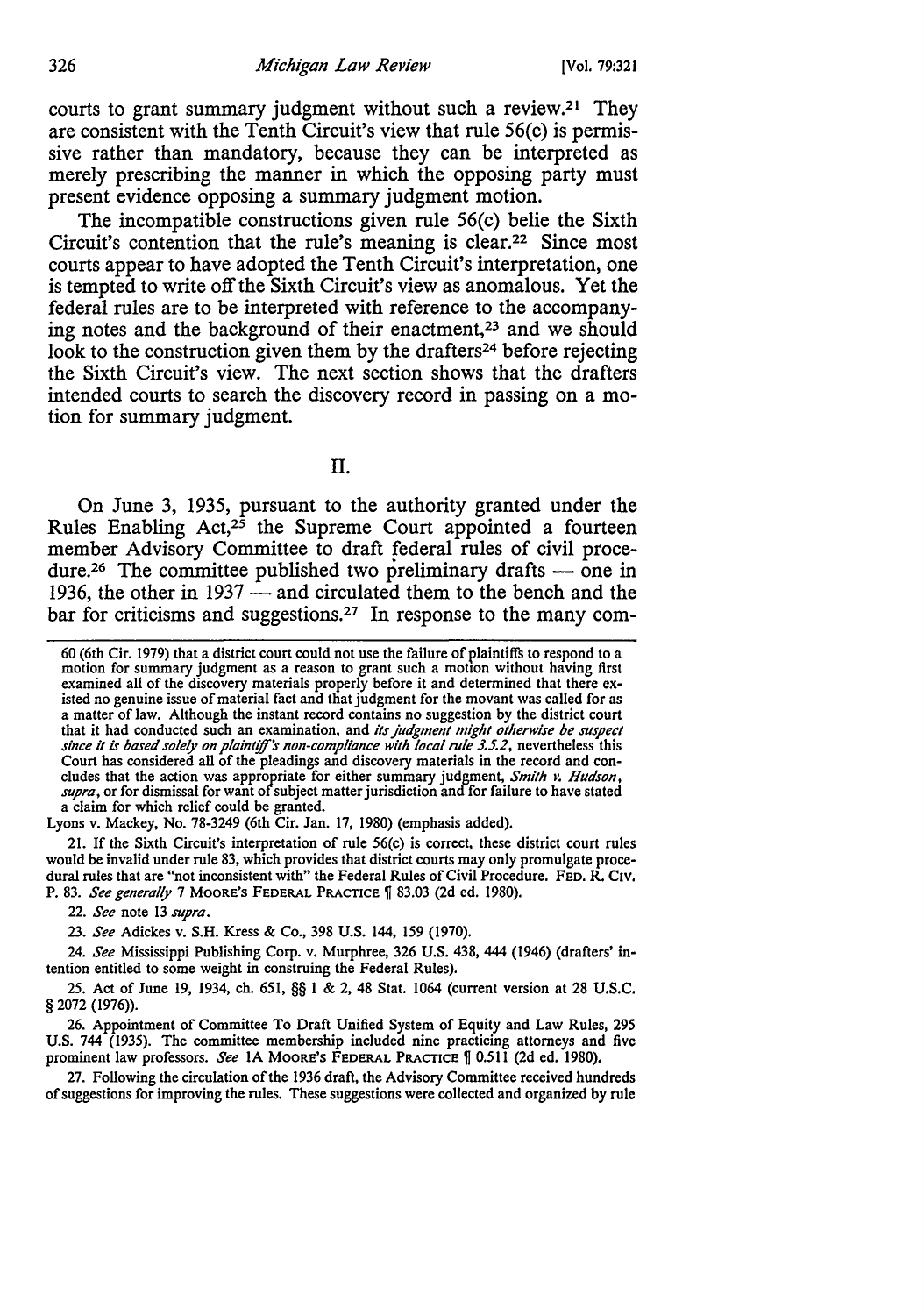courts to grant summary judgment without such a review.[21] They are consistent with the Tenth Circuit's view that rule 56(c) is permissive rather than mandatory, because they can be interpreted as merely prescribing the manner in which the opposing party must present evidence opposing a summary judgment motion.

The incompatible constructions given rule 56(c) belie the Sixth Circuit's contention that the rule's meaning is clear.[22] Since most courts appear to have adopted the Tenth Circuit's interpretation, one is tempted to write off the Sixth Circuit's view as anomalous. Yet the federal rules are to be interpreted with reference to the accompanying notes and the background of their enactment,[23] and we should look to the construction given them by the drafters[24] before rejecting the Sixth Circuit's view. The next section shows that the drafters intended courts to search the discovery record in passing on a motion for summary judgment.

## II.

On June 3, 1935, pursuant to the authority granted under the Rules Enabling Act,[25] the Supreme Court appointed a fourteen member Advisory Committee to draft federal rules of civil procedure.[26] The committee published two preliminary drafts — one in 1936, the other in 1937 — and circulated them to the bench and the bar for criticisms and suggestions.[27] In response to the many com-

---

60 (6th Cir. 1979) that a district court could not use the failure of plaintiffs to respond to a motion for summary judgment as a reason to grant such a motion without having first examined all of the discovery materials properly before it and determined that there existed no genuine issue of material fact and that judgment for the movant was called for as a matter of law. Although the instant record contains no suggestion by the district court that it had conducted such an examination, and *its judgment might otherwise be suspect since it is based solely on plaintiff's non-compliance with local rule 3.5.2*, nevertheless this Court has considered all of the pleadings and discovery materials in the record and concludes that the action was appropriate for either summary judgment, *Smith v. Hudson*, *supra*, or for dismissal for want of subject matter jurisdiction and for failure to have stated a claim for which relief could be granted.

Lyons v. Mackey, No. 78-3249 (6th Cir. Jan. 17, 1980) (emphasis added).

21. If the Sixth Circuit's interpretation of rule 56(c) is correct, these district court rules would be invalid under rule 83, which provides that district courts may only promulgate procedural rules that are "not inconsistent with" the Federal Rules of Civil Procedure. FED. R. CIV. P. 83. *See generally* 7 MOORE'S FEDERAL PRACTICE ¶ 83.03 (2d ed. 1980).

22. *See* note 13 *supra*.

23. *See* Adickes v. S.H. Kress & Co., 398 U.S. 144, 159 (1970).

24. *See* Mississippi Publishing Corp. v. Murphree, 326 U.S. 438, 444 (1946) (drafters' intention entitled to some weight in construing the Federal Rules).

25. Act of June 19, 1934, ch. 651, §§ 1 & 2, 48 Stat. 1064 (current version at 28 U.S.C. § 2072 (1976)).

26. Appointment of Committee To Draft Unified System of Equity and Law Rules, 295 U.S. 744 (1935). The committee membership included nine practicing attorneys and five prominent law professors. *See* 1A MOORE'S FEDERAL PRACTICE ¶ 0.511 (2d ed. 1980).

27. Following the circulation of the 1936 draft, the Advisory Committee received hundreds of suggestions for improving the rules. These suggestions were collected and organized by rule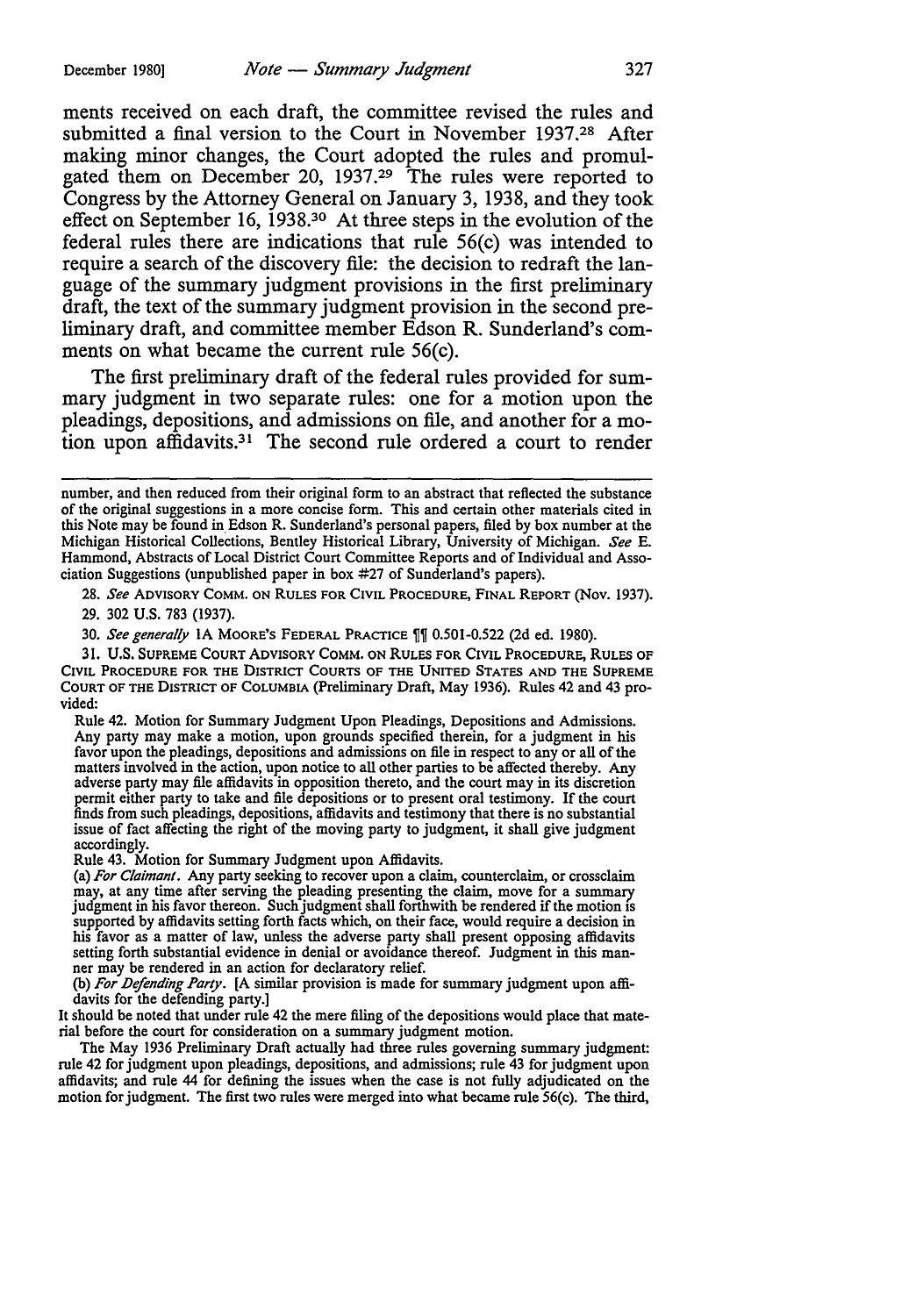ments received on each draft, the committee revised the rules and submitted a final version to the Court in November 1937.[28] After making minor changes, the Court adopted the rules and promulgated them on December 20, 1937.[29] The rules were reported to Congress by the Attorney General on January 3, 1938, and they took effect on September 16, 1938.[30] At three steps in the evolution of the federal rules there are indications that rule 56(c) was intended to require a search of the discovery file: the decision to redraft the language of the summary judgment provisions in the first preliminary draft, the text of the summary judgment provision in the second preliminary draft, and committee member Edson R. Sunderland's comments on what became the current rule 56(c).

The first preliminary draft of the federal rules provided for summary judgment in two separate rules: one for a motion upon the pleadings, depositions, and admissions on file, and another for a motion upon affidavits.[31] The second rule ordered a court to render

---

number, and then reduced from their original form to an abstract that reflected the substance of the original suggestions in a more concise form. This and certain other materials cited in this Note may be found in Edson R. Sunderland's personal papers, filed by box number at the Michigan Historical Collections, Bentley Historical Library, University of Michigan. *See* E. Hammond, Abstracts of Local District Court Committee Reports and of Individual and Association Suggestions (unpublished paper in box #27 of Sunderland's papers).

28. *See* ADVISORY COMM. ON RULES FOR CIVIL PROCEDURE, FINAL REPORT (Nov. 1937).

29. 302 U.S. 783 (1937).

30. *See generally* 1A MOORE'S FEDERAL PRACTICE ¶¶ 0.501-0.522 (2d ed. 1980).

31. U.S. SUPREME COURT ADVISORY COMM. ON RULES FOR CIVIL PROCEDURE, RULES OF CIVIL PROCEDURE FOR THE DISTRICT COURTS OF THE UNITED STATES AND THE SUPREME COURT OF THE DISTRICT OF COLUMBIA (Preliminary Draft, May 1936). Rules 42 and 43 provided:

Rule 42. Motion for Summary Judgment Upon Pleadings, Depositions and Admissions. Any party may make a motion, upon grounds specified therein, for a judgment in his favor upon the pleadings, depositions and admissions on file in respect to any or all of the matters involved in the action, upon notice to all other parties to be affected thereby. Any adverse party may file affidavits in opposition thereto, and the court may in its discretion permit either party to take and file depositions or to present oral testimony. If the court finds from such pleadings, depositions, affidavits and testimony that there is no substantial issue of fact affecting the right of the moving party to judgment, it shall give judgment accordingly.

Rule 43. Motion for Summary Judgment upon Affidavits.

(a) *For Claimant*. Any party seeking to recover upon a claim, counterclaim, or crossclaim may, at any time after serving the pleading presenting the claim, move for a summary judgment in his favor thereon. Such judgment shall forthwith be rendered if the motion is supported by affidavits setting forth facts which, on their face, would require a decision in his favor as a matter of law, unless the adverse party shall present opposing affidavits setting forth substantial evidence in denial or avoidance thereof. Judgment in this manner may be rendered in an action for declaratory relief.

(b) *For Defending Party*. [A similar provision is made for summary judgment upon affidavits for the defending party.]

It should be noted that under rule 42 the mere filing of the depositions would place that material before the court for consideration on a summary judgment motion.

The May 1936 Preliminary Draft actually had three rules governing summary judgment: rule 42 for judgment upon pleadings, depositions, and admissions; rule 43 for judgment upon affidavits; and rule 44 for defining the issues when the case is not fully adjudicated on the motion for judgment. The first two rules were merged into what became rule 56(c). The third,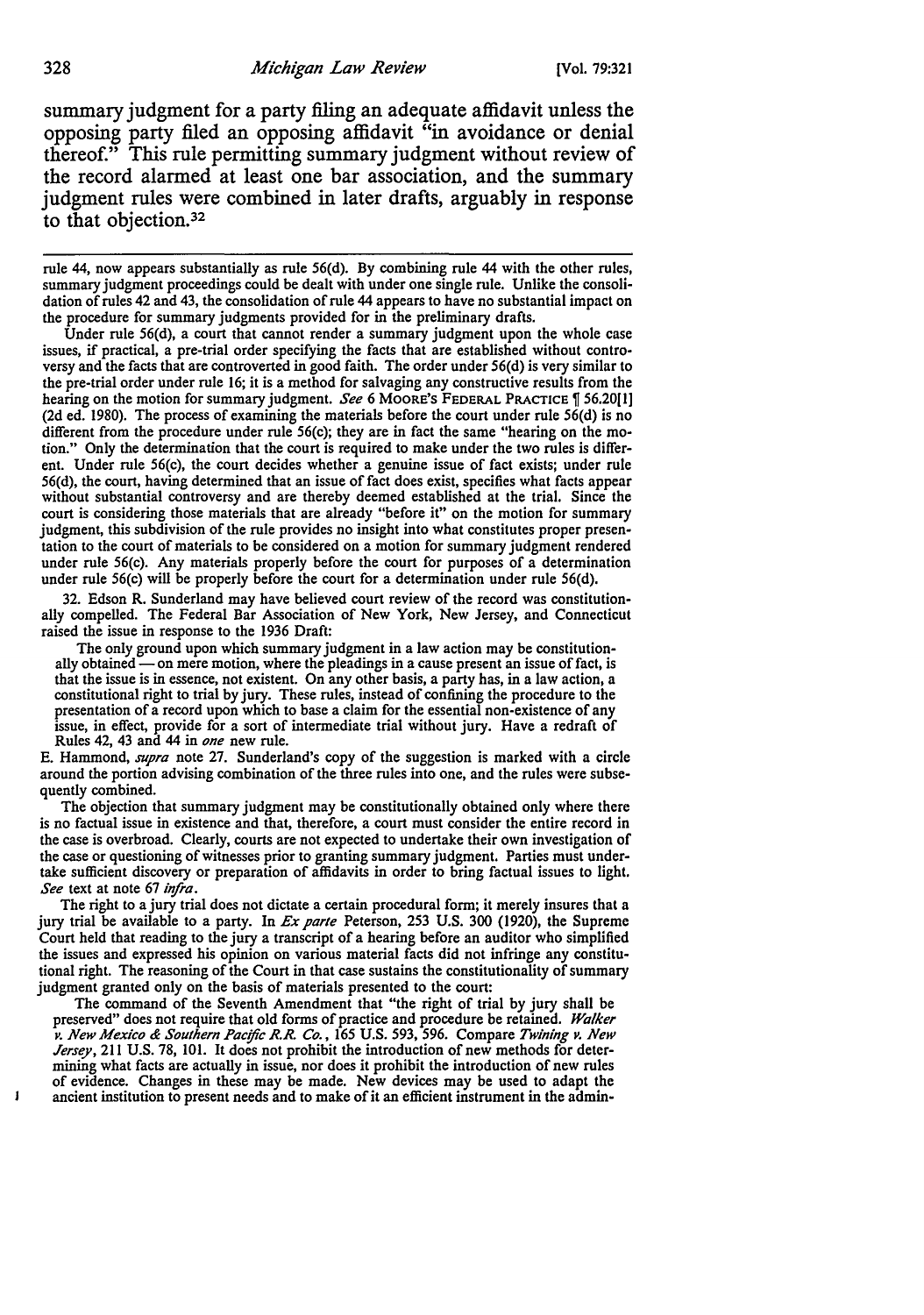summary judgment for a party filing an adequate affidavit unless the opposing party filed an opposing affidavit "in avoidance or denial thereof." This rule permitting summary judgment without review of the record alarmed at least one bar association, and the summary judgment rules were combined in later drafts, arguably in response to that objection.[32]

---

rule 44, now appears substantially as rule 56(d). By combining rule 44 with the other rules, summary judgment proceedings could be dealt with under one single rule. Unlike the consolidation of rules 42 and 43, the consolidation of rule 44 appears to have no substantial impact on the procedure for summary judgments provided for in the preliminary drafts.

Under rule 56(d), a court that cannot render a summary judgment upon the whole case issues, if practical, a pre-trial order specifying the facts that are established without controversy and the facts that are controverted in good faith. The order under 56(d) is very similar to the pre-trial order under rule 16; it is a method for salvaging any constructive results from the hearing on the motion for summary judgment. *See* 6 MOORE'S FEDERAL PRACTICE ¶ 56.20[1] (2d ed. 1980). The process of examining the materials before the court under rule 56(d) is no different from the procedure under rule 56(c); they are in fact the same "hearing on the motion." Only the determination that the court is required to make under the two rules is different. Under rule 56(c), the court decides whether a genuine issue of fact exists; under rule 56(d), the court, having determined that an issue of fact does exist, specifies what facts appear without substantial controversy and are thereby deemed established at the trial. Since the court is considering those materials that are already "before it" on the motion for summary judgment, this subdivision of the rule provides no insight into what constitutes proper presentation to the court of materials to be considered on a motion for summary judgment rendered under rule 56(c). Any materials properly before the court for purposes of a determination under rule 56(c) will be properly before the court for a determination under rule 56(d).

32. Edson R. Sunderland may have believed court review of the record was constitutionally compelled. The Federal Bar Association of New York, New Jersey, and Connecticut raised the issue in response to the 1936 Draft:

> The only ground upon which summary judgment in a law action may be constitutionally obtained — on mere motion, where the pleadings in a cause present an issue of fact, is that the issue is in essence, not existent. On any other basis, a party has, in a law action, a constitutional right to trial by jury. These rules, instead of confining the procedure to the presentation of a record upon which to base a claim for the essential non-existence of any issue, in effect, provide for a sort of intermediate trial without jury. Have a redraft of Rules 42, 43 and 44 in *one* new rule.

E. Hammond, *supra* note 27. Sunderland's copy of the suggestion is marked with a circle around the portion advising combination of the three rules into one, and the rules were subsequently combined.

The objection that summary judgment may be constitutionally obtained only where there is no factual issue in existence and that, therefore, a court must consider the entire record in the case is overbroad. Clearly, courts are not expected to undertake their own investigation of the case or questioning of witnesses prior to granting summary judgment. Parties must undertake sufficient discovery or preparation of affidavits in order to bring factual issues to light. *See* text at note 67 *infra*.

The right to a jury trial does not dictate a certain procedural form; it merely insures that a jury trial be available to a party. In *Ex parte* Peterson, 253 U.S. 300 (1920), the Supreme Court held that reading to the jury a transcript of a hearing before an auditor who simplified the issues and expressed his opinion on various material facts did not infringe any constitutional right. The reasoning of the Court in that case sustains the constitutionality of summary judgment granted only on the basis of materials presented to the court:

> The command of the Seventh Amendment that "the right of trial by jury shall be preserved" does not require that old forms of practice and procedure be retained. *Walker v. New Mexico & Southern Pacific R.R. Co.*, 165 U.S. 593, 596. Compare *Twining v. New Jersey*, 211 U.S. 78, 101. It does not prohibit the introduction of new methods for determining what facts are actually in issue, nor does it prohibit the introduction of new rules of evidence. Changes in these may be made. New devices may be used to adapt the ancient institution to present needs and to make of it an efficient instrument in the admin-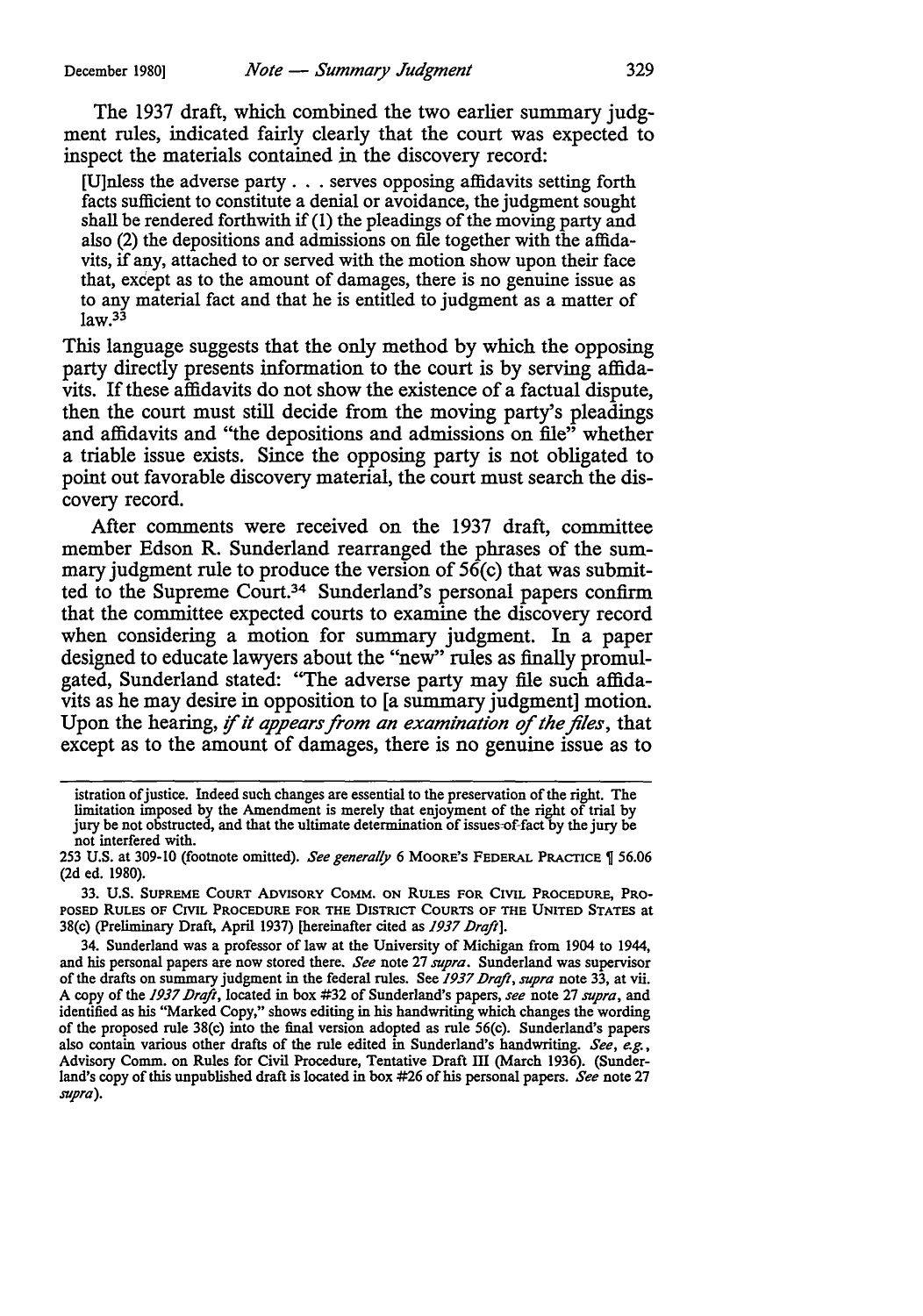The 1937 draft, which combined the two earlier summary judgment rules, indicated fairly clearly that the court was expected to inspect the materials contained in the discovery record:

> [U]nless the adverse party . . . serves opposing affidavits setting forth facts sufficient to constitute a denial or avoidance, the judgment sought shall be rendered forthwith if (1) the pleadings of the moving party and also (2) the depositions and admissions on file together with the affidavits, if any, attached to or served with the motion show upon their face that, except as to the amount of damages, there is no genuine issue as to any material fact and that he is entitled to judgment as a matter of law.[33]

This language suggests that the only method by which the opposing party directly presents information to the court is by serving affidavits. If these affidavits do not show the existence of a factual dispute, then the court must still decide from the moving party's pleadings and affidavits and "the depositions and admissions on file" whether a triable issue exists. Since the opposing party is not obligated to point out favorable discovery material, the court must search the discovery record.

After comments were received on the 1937 draft, committee member Edson R. Sunderland rearranged the phrases of the summary judgment rule to produce the version of 56(c) that was submitted to the Supreme Court.[34] Sunderland's personal papers confirm that the committee expected courts to examine the discovery record when considering a motion for summary judgment. In a paper designed to educate lawyers about the "new" rules as finally promulgated, Sunderland stated: "The adverse party may file such affidavits as he may desire in opposition to [a summary judgment] motion. Upon the hearing, *if it appears from an examination of the files*, that except as to the amount of damages, there is no genuine issue as to

---

istration of justice. Indeed such changes are essential to the preservation of the right. The limitation imposed by the Amendment is merely that enjoyment of the right of trial by jury be not obstructed, and that the ultimate determination of issues of fact by the jury be not interfered with.

253 U.S. at 309-10 (footnote omitted). *See generally* 6 MOORE'S FEDERAL PRACTICE ¶ 56.06 (2d ed. 1980).

33. U.S. SUPREME COURT ADVISORY COMM. ON RULES FOR CIVIL PROCEDURE, PROPOSED RULES OF CIVIL PROCEDURE FOR THE DISTRICT COURTS OF THE UNITED STATES at 38(c) (Preliminary Draft, April 1937) [hereinafter cited as *1937 Draft*].

34. Sunderland was a professor of law at the University of Michigan from 1904 to 1944, and his personal papers are now stored there. *See* note 27 *supra*. Sunderland was supervisor of the drafts on summary judgment in the federal rules. See *1937 Draft*, *supra* note 33, at vii. A copy of the *1937 Draft*, located in box #32 of Sunderland's papers, *see* note 27 *supra*, and identified as his "Marked Copy," shows editing in his handwriting which changes the wording of the proposed rule 38(c) into the final version adopted as rule 56(c). Sunderland's papers also contain various other drafts of the rule edited in Sunderland's handwriting. *See, e.g.*, Advisory Comm. on Rules for Civil Procedure, Tentative Draft III (March 1936). (Sunderland's copy of this unpublished draft is located in box #26 of his personal papers. *See* note 27 *supra*).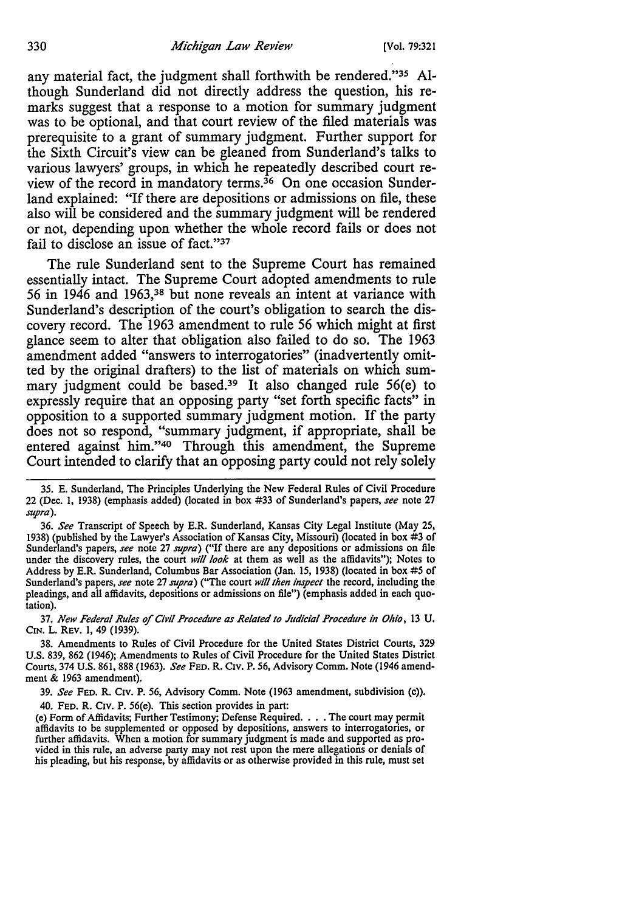any material fact, the judgment shall forthwith be rendered."[35] Although Sunderland did not directly address the question, his remarks suggest that a response to a motion for summary judgment was to be optional, and that court review of the filed materials was prerequisite to a grant of summary judgment. Further support for the Sixth Circuit's view can be gleaned from Sunderland's talks to various lawyers' groups, in which he repeatedly described court review of the record in mandatory terms.[36] On one occasion Sunderland explained: "If there are depositions or admissions on file, these also will be considered and the summary judgment will be rendered or not, depending upon whether the whole record fails or does not fail to disclose an issue of fact."[37]

The rule Sunderland sent to the Supreme Court has remained essentially intact. The Supreme Court adopted amendments to rule 56 in 1946 and 1963,[38] but none reveals an intent at variance with Sunderland's description of the court's obligation to search the discovery record. The 1963 amendment to rule 56 which might at first glance seem to alter that obligation also failed to do so. The 1963 amendment added "answers to interrogatories" (inadvertently omitted by the original drafters) to the list of materials on which summary judgment could be based.[39] It also changed rule 56(e) to expressly require that an opposing party "set forth specific facts" in opposition to a supported summary judgment motion. If the party does not so respond, "summary judgment, if appropriate, shall be entered against him."[40] Through this amendment, the Supreme Court intended to clarify that an opposing party could not rely solely

---

35. E. Sunderland, The Principles Underlying the New Federal Rules of Civil Procedure 22 (Dec. 1, 1938) (emphasis added) (located in box #33 of Sunderland's papers, *see* note 27 *supra*).

36. *See* Transcript of Speech by E.R. Sunderland, Kansas City Legal Institute (May 25, 1938) (published by the Lawyer's Association of Kansas City, Missouri) (located in box #3 of Sunderland's papers, *see* note 27 *supra*) ("If there are any depositions or admissions on file under the discovery rules, the court *will look* at them as well as the affidavits"); Notes to Address by E.R. Sunderland, Columbus Bar Association (Jan. 15, 1938) (located in box #5 of Sunderland's papers, *see* note 27 *supra*) ("The court *will then inspect* the record, including the pleadings, and all affidavits, depositions or admissions on file") (emphasis added in each quotation).

37. *New Federal Rules of Civil Procedure as Related to Judicial Procedure in Ohio*, 13 U. CIN. L. REV. 1, 49 (1939).

38. Amendments to Rules of Civil Procedure for the United States District Courts, 329 U.S. 839, 862 (1946); Amendments to Rules of Civil Procedure for the United States District Courts, 374 U.S. 861, 888 (1963). *See* FED. R. CIV. P. 56, Advisory Comm. Note (1946 amendment & 1963 amendment).

39. *See* FED. R. CIV. P. 56, Advisory Comm. Note (1963 amendment, subdivision (c)).

40. FED. R. CIV. P. 56(e). This section provides in part:

(e) Form of Affidavits; Further Testimony; Defense Required. . . . The court may permit affidavits to be supplemented or opposed by depositions, answers to interrogatories, or further affidavits. When a motion for summary judgment is made and supported as provided in this rule, an adverse party may not rest upon the mere allegations or denials of his pleading, but his response, by affidavits or as otherwise provided in this rule, must set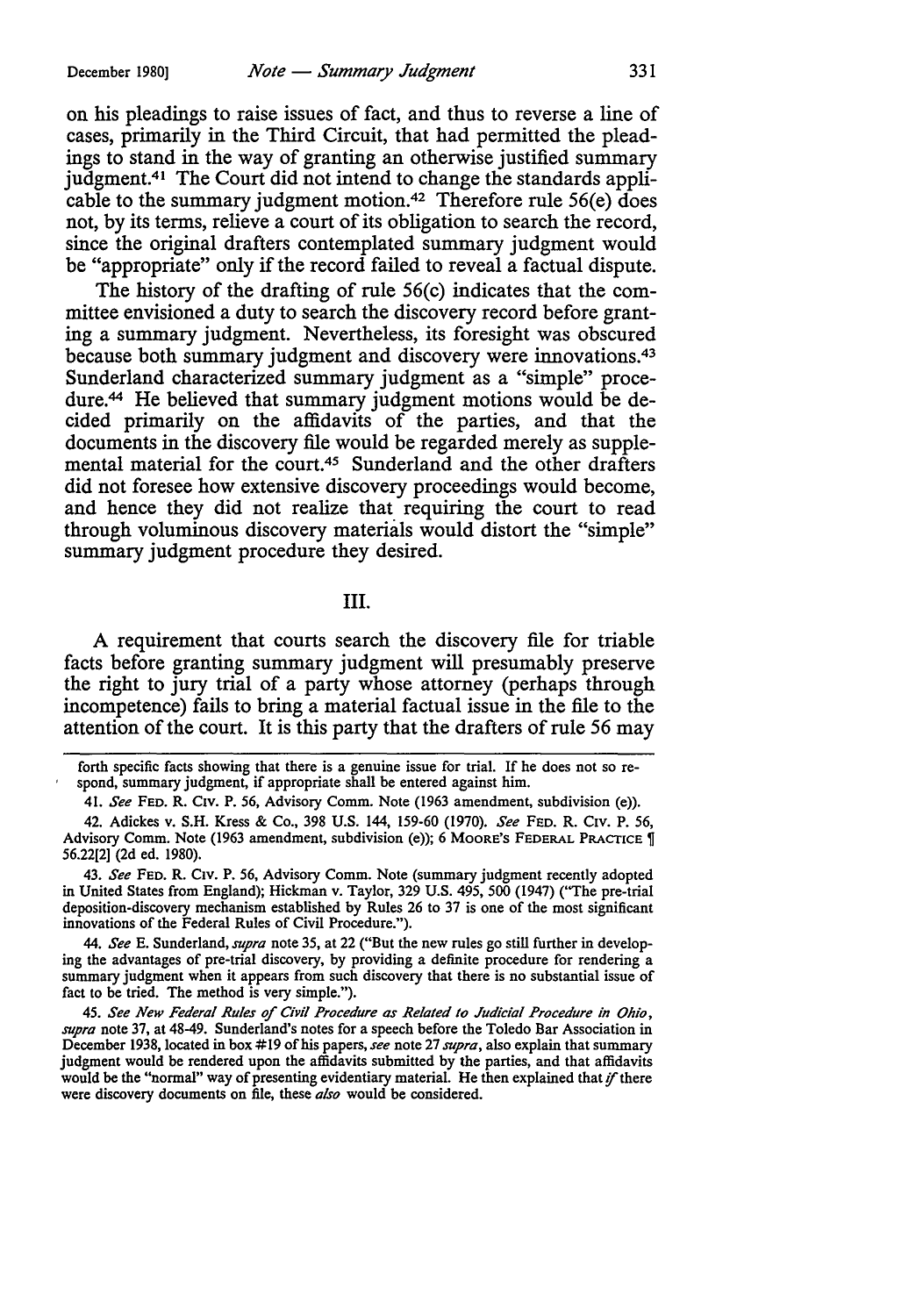on his pleadings to raise issues of fact, and thus to reverse a line of cases, primarily in the Third Circuit, that had permitted the pleadings to stand in the way of granting an otherwise justified summary judgment.[41] The Court did not intend to change the standards applicable to the summary judgment motion.[42] Therefore rule 56(e) does not, by its terms, relieve a court of its obligation to search the record, since the original drafters contemplated summary judgment would be "appropriate" only if the record failed to reveal a factual dispute.

The history of the drafting of rule 56(c) indicates that the committee envisioned a duty to search the discovery record before granting a summary judgment. Nevertheless, its foresight was obscured because both summary judgment and discovery were innovations.[43] Sunderland characterized summary judgment as a "simple" procedure.[44] He believed that summary judgment motions would be decided primarily on the affidavits of the parties, and that the documents in the discovery file would be regarded merely as supplemental material for the court.[45] Sunderland and the other drafters did not foresee how extensive discovery proceedings would become, and hence they did not realize that requiring the court to read through voluminous discovery materials would distort the "simple" summary judgment procedure they desired.

## III.

A requirement that courts search the discovery file for triable facts before granting summary judgment will presumably preserve the right to jury trial of a party whose attorney (perhaps through incompetence) fails to bring a material factual issue in the file to the attention of the court. It is this party that the drafters of rule 56 may

---

forth specific facts showing that there is a genuine issue for trial. If he does not so respond, summary judgment, if appropriate shall be entered against him.

41. *See* FED. R. CIV. P. 56, Advisory Comm. Note (1963 amendment, subdivision (e)).

42. Adickes v. S.H. Kress & Co., 398 U.S. 144, 159-60 (1970). *See* FED. R. CIV. P. 56, Advisory Comm. Note (1963 amendment, subdivision (e)); 6 MOORE'S FEDERAL PRACTICE ¶ 56.22[2] (2d ed. 1980).

43. *See* FED. R. CIV. P. 56, Advisory Comm. Note (summary judgment recently adopted in United States from England); Hickman v. Taylor, 329 U.S. 495, 500 (1947) ("The pre-trial deposition-discovery mechanism established by Rules 26 to 37 is one of the most significant innovations of the Federal Rules of Civil Procedure.").

44. *See* E. Sunderland, *supra* note 35, at 22 ("But the new rules go still further in developing the advantages of pre-trial discovery, by providing a definite procedure for rendering a summary judgment when it appears from such discovery that there is no substantial issue of fact to be tried. The method is very simple.").

45. *See New Federal Rules of Civil Procedure as Related to Judicial Procedure in Ohio*, *supra* note 37, at 48-49. Sunderland's notes for a speech before the Toledo Bar Association in December 1938, located in box #19 of his papers, *see* note 27 *supra*, also explain that summary judgment would be rendered upon the affidavits submitted by the parties, and that affidavits would be the "normal" way of presenting evidentiary material. He then explained that *if* there were discovery documents on file, these *also* would be considered.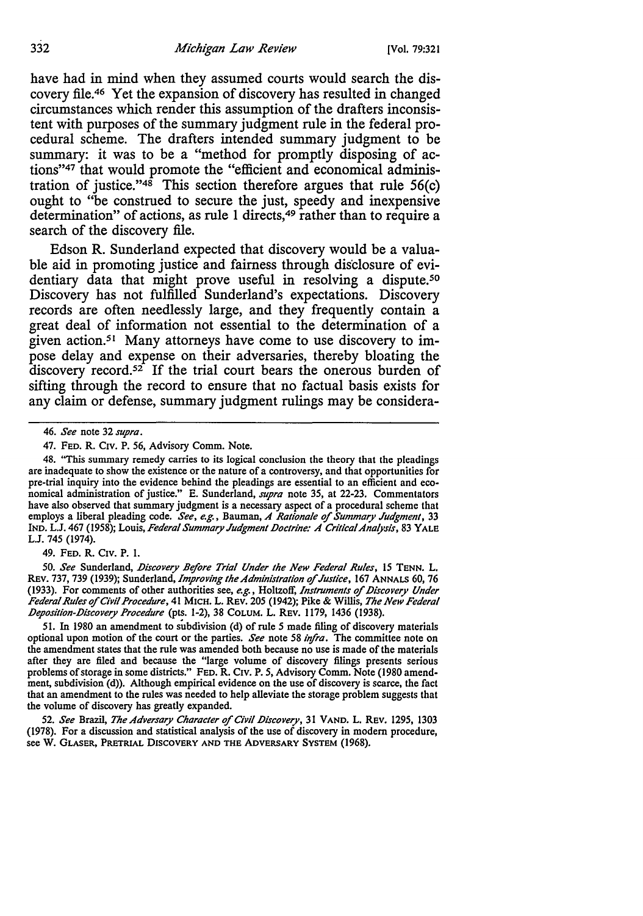have had in mind when they assumed courts would search the discovery file.[46] Yet the expansion of discovery has resulted in changed circumstances which render this assumption of the drafters inconsistent with purposes of the summary judgment rule in the federal procedural scheme. The drafters intended summary judgment to be summary: it was to be a "method for promptly disposing of actions"[47] that would promote the "efficient and economical administration of justice."[48] This section therefore argues that rule 56(c) ought to "be construed to secure the just, speedy and inexpensive determination" of actions, as rule 1 directs,[49] rather than to require a search of the discovery file.

Edson R. Sunderland expected that discovery would be a valuable aid in promoting justice and fairness through disclosure of evidentiary data that might prove useful in resolving a dispute.[50] Discovery has not fulfilled Sunderland's expectations. Discovery records are often needlessly large, and they frequently contain a great deal of information not essential to the determination of a given action.[51] Many attorneys have come to use discovery to impose delay and expense on their adversaries, thereby bloating the discovery record.[52] If the trial court bears the onerous burden of sifting through the record to ensure that no factual basis exists for any claim or defense, summary judgment rulings may be considera-

---

46. *See* note 32 *supra*.

47. FED. R. CIV. P. 56, Advisory Comm. Note.

48. "This summary remedy carries to its logical conclusion the theory that the pleadings are inadequate to show the existence or the nature of a controversy, and that opportunities for pre-trial inquiry into the evidence behind the pleadings are essential to an efficient and economical administration of justice." E. Sunderland, *supra* note 35, at 22-23. Commentators have also observed that summary judgment is a necessary aspect of a procedural scheme that employs a liberal pleading code. *See, e.g.*, Bauman, *A Rationale of Summary Judgment*, 33 IND. L.J. 467 (1958); Louis, *Federal Summary Judgment Doctrine: A Critical Analysis*, 83 YALE L.J. 745 (1974).

49. FED. R. CIV. P. 1.

50. *See* Sunderland, *Discovery Before Trial Under the New Federal Rules*, 15 TENN. L. REV. 737, 739 (1939); Sunderland, *Improving the Administration of Justice*, 167 ANNALS 60, 76 (1933). For comments of other authorities see, *e.g.*, Holtzoff, *Instruments of Discovery Under Federal Rules of Civil Procedure*, 41 MICH. L. REV. 205 (1942); Pike & Willis, *The New Federal Deposition-Discovery Procedure* (pts. 1-2), 38 COLUM. L. REV. 1179, 1436 (1938).

51. In 1980 an amendment to subdivision (d) of rule 5 made filing of discovery materials optional upon motion of the court or the parties. *See* note 58 *infra*. The committee note on the amendment states that the rule was amended both because no use is made of the materials after they are filed and because the "large volume of discovery filings presents serious problems of storage in some districts." FED. R. CIV. P. 5, Advisory Comm. Note (1980 amendment, subdivision (d)). Although empirical evidence on the use of discovery is scarce, the fact that an amendment to the rules was needed to help alleviate the storage problem suggests that the volume of discovery has greatly expanded.

52. *See* Brazil, *The Adversary Character of Civil Discovery*, 31 VAND. L. REV. 1295, 1303 (1978). For a discussion and statistical analysis of the use of discovery in modern procedure, see W. GLASER, PRETRIAL DISCOVERY AND THE ADVERSARY SYSTEM (1968).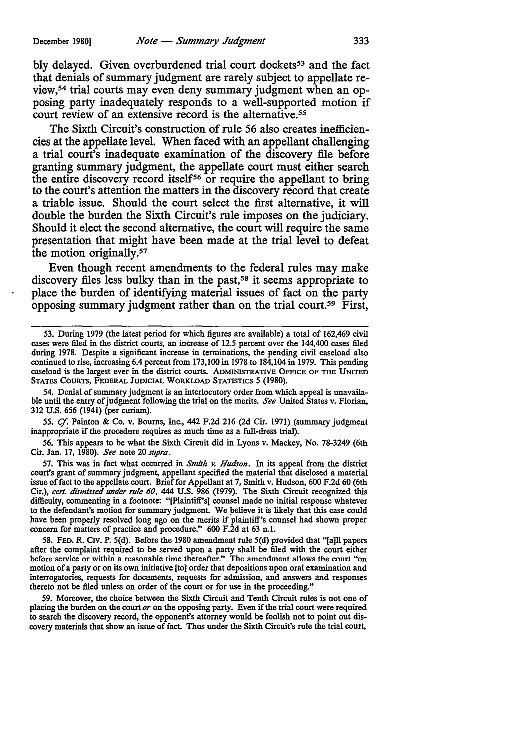bly delayed. Given overburdened trial court dockets[53] and the fact that denials of summary judgment are rarely subject to appellate review,[54] trial courts may even deny summary judgment when an opposing party inadequately responds to a well-supported motion if court review of an extensive record is the alternative.[55]

The Sixth Circuit's construction of rule 56 also creates inefficiencies at the appellate level. When faced with an appellant challenging a trial court's inadequate examination of the discovery file before granting summary judgment, the appellate court must either search the entire discovery record itself[56] or require the appellant to bring to the court's attention the matters in the discovery record that create a triable issue. Should the court select the first alternative, it will double the burden the Sixth Circuit's rule imposes on the judiciary. Should it elect the second alternative, the court will require the same presentation that might have been made at the trial level to defeat the motion originally.[57]

Even though recent amendments to the federal rules may make discovery files less bulky than in the past,[58] it seems appropriate to place the burden of identifying material issues of fact on the party opposing summary judgment rather than on the trial court.[59] First,

---

53. During 1979 (the latest period for which figures are available) a total of 162,469 civil cases were filed in the district courts, an increase of 12.5 percent over the 144,400 cases filed during 1978. Despite a significant increase in terminations, the pending civil caseload also continued to rise, increasing 6.4 percent from 173,100 in 1978 to 184,104 in 1979. This pending caseload is the largest ever in the district courts. ADMINISTRATIVE OFFICE OF THE UNITED STATES COURTS, FEDERAL JUDICIAL WORKLOAD STATISTICS 5 (1980).

54. Denial of summary judgment is an interlocutory order from which appeal is unavailable until the entry of judgment following the trial on the merits. *See* United States v. Florian, 312 U.S. 656 (1941) (per curiam).

55. *Cf.* Painton & Co. v. Bourns, Inc., 442 F.2d 216 (2d Cir. 1971) (summary judgment inappropriate if the procedure requires as much time as a full-dress trial).

56. This appears to be what the Sixth Circuit did in Lyons v. Mackey, No. 78-3249 (6th Cir. Jan. 17, 1980). *See* note 20 *supra*.

57. This was in fact what occurred in *Smith v. Hudson*. In its appeal from the district court's grant of summary judgment, appellant specified the material that disclosed a material issue of fact to the appellate court. Brief for Appellant at 7, Smith v. Hudson, 600 F.2d 60 (6th Cir.), *cert. dismissed under rule 60*, 444 U.S. 986 (1979). The Sixth Circuit recognized this difficulty, commenting in a footnote: "[Plaintiff's] counsel made no initial response whatever to the defendant's motion for summary judgment. We believe it is likely that this case could have been properly resolved long ago on the merits if plaintiff's counsel had shown proper concern for matters of practice and procedure." 600 F.2d at 63 n.1.

58. FED. R. CIV. P. 5(d). Before the 1980 amendment rule 5(d) provided that "[a]ll papers after the complaint required to be served upon a party shall be filed with the court either before service or within a reasonable time thereafter." The amendment allows the court "on motion of a party or on its own initiative [to] order that depositions upon oral examination and interrogatories, requests for documents, requests for admission, and answers and responses thereto not be filed unless on order of the court or for use in the proceeding."

59. Moreover, the choice between the Sixth Circuit and Tenth Circuit rules is not one of placing the burden on the court *or* on the opposing party. Even if the trial court were required to search the discovery record, the opponent's attorney would be foolish not to point out discovery materials that show an issue of fact. Thus under the Sixth Circuit's rule the trial court,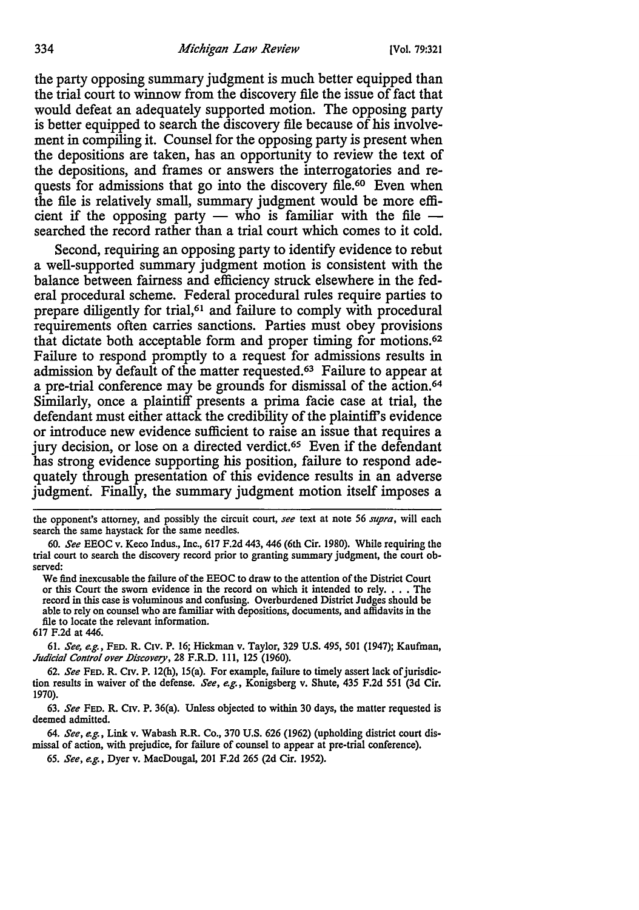the party opposing summary judgment is much better equipped than the trial court to winnow from the discovery file the issue of fact that would defeat an adequately supported motion. The opposing party is better equipped to search the discovery file because of his involvement in compiling it. Counsel for the opposing party is present when the depositions are taken, has an opportunity to review the text of the depositions, and frames or answers the interrogatories and requests for admissions that go into the discovery file.[60] Even when the file is relatively small, summary judgment would be more efficient if the opposing party — who is familiar with the file — searched the record rather than a trial court which comes to it cold.

Second, requiring an opposing party to identify evidence to rebut a well-supported summary judgment motion is consistent with the balance between fairness and efficiency struck elsewhere in the federal procedural scheme. Federal procedural rules require parties to prepare diligently for trial,[61] and failure to comply with procedural requirements often carries sanctions. Parties must obey provisions that dictate both acceptable form and proper timing for motions.[62] Failure to respond promptly to a request for admissions results in admission by default of the matter requested.[63] Failure to appear at a pre-trial conference may be grounds for dismissal of the action.[64] Similarly, once a plaintiff presents a prima facie case at trial, the defendant must either attack the credibility of the plaintiff's evidence or introduce new evidence sufficient to raise an issue that requires a jury decision, or lose on a directed verdict.[65] Even if the defendant has strong evidence supporting his position, failure to respond adequately through presentation of this evidence results in an adverse judgment. Finally, the summary judgment motion itself imposes a

---

the opponent's attorney, and possibly the circuit court, *see* text at note 56 *supra*, will each search the same haystack for the same needles.

60. *See* EEOC v. Keco Indus., Inc., 617 F.2d 443, 446 (6th Cir. 1980). While requiring the trial court to search the discovery record prior to granting summary judgment, the court observed:

> We find inexcusable the failure of the EEOC to draw to the attention of the District Court or this Court the sworn evidence in the record on which it intended to rely. . . . The record in this case is voluminous and confusing. Overburdened District Judges should be able to rely on counsel who are familiar with depositions, documents, and affidavits in the file to locate the relevant information.

617 F.2d at 446.

61. *See, e.g.*, FED. R. CIV. P. 16; Hickman v. Taylor, 329 U.S. 495, 501 (1947); Kaufman, *Judicial Control over Discovery*, 28 F.R.D. 111, 125 (1960).

62. *See* FED. R. CIV. P. 12(h), 15(a). For example, failure to timely assert lack of jurisdiction results in waiver of the defense. *See, e.g.*, Konigsberg v. Shute, 435 F.2d 551 (3d Cir. 1970).

63. *See* FED. R. CIV. P. 36(a). Unless objected to within 30 days, the matter requested is deemed admitted.

64. *See, e.g.*, Link v. Wabash R.R. Co., 370 U.S. 626 (1962) (upholding district court dismissal of action, with prejudice, for failure of counsel to appear at pre-trial conference).

65. *See, e.g.*, Dyer v. MacDougal, 201 F.2d 265 (2d Cir. 1952).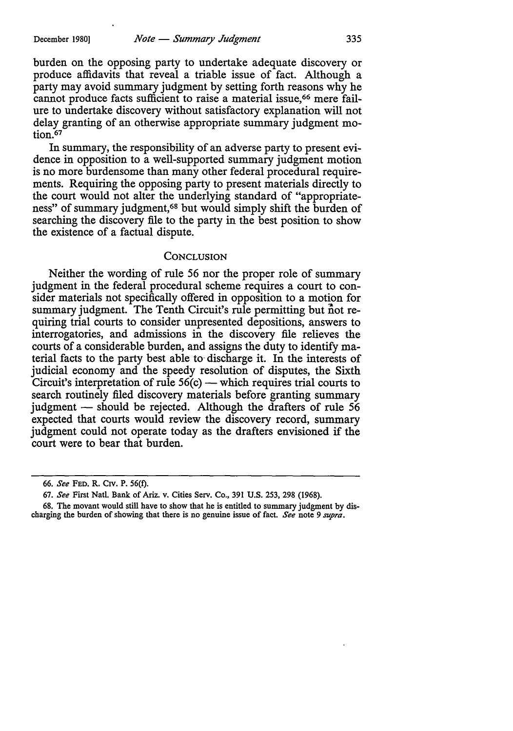burden on the opposing party to undertake adequate discovery or produce affidavits that reveal a triable issue of fact. Although a party may avoid summary judgment by setting forth reasons why he cannot produce facts sufficient to raise a material issue,[66] mere failure to undertake discovery without satisfactory explanation will not delay granting of an otherwise appropriate summary judgment motion.[67]

In summary, the responsibility of an adverse party to present evidence in opposition to a well-supported summary judgment motion is no more burdensome than many other federal procedural requirements. Requiring the opposing party to present materials directly to the court would not alter the underlying standard of "appropriateness" of summary judgment,[68] but would simply shift the burden of searching the discovery file to the party in the best position to show the existence of a factual dispute.

## CONCLUSION

Neither the wording of rule 56 nor the proper role of summary judgment in the federal procedural scheme requires a court to consider materials not specifically offered in opposition to a motion for summary judgment. The Tenth Circuit's rule permitting but not requiring trial courts to consider unpresented depositions, answers to interrogatories, and admissions in the discovery file relieves the courts of a considerable burden, and assigns the duty to identify material facts to the party best able to discharge it. In the interests of judicial economy and the speedy resolution of disputes, the Sixth Circuit's interpretation of rule 56(c) — which requires trial courts to search routinely filed discovery materials before granting summary judgment — should be rejected. Although the drafters of rule 56 expected that courts would review the discovery record, summary judgment could not operate today as the drafters envisioned if the court were to bear that burden.

---

66. *See* FED. R. CIV. P. 56(f).

67. *See* First Natl. Bank of Ariz. v. Cities Serv. Co., 391 U.S. 253, 298 (1968).

68. The movant would still have to show that he is entitled to summary judgment by discharging the burden of showing that there is no genuine issue of fact. *See* note 9 *supra*.